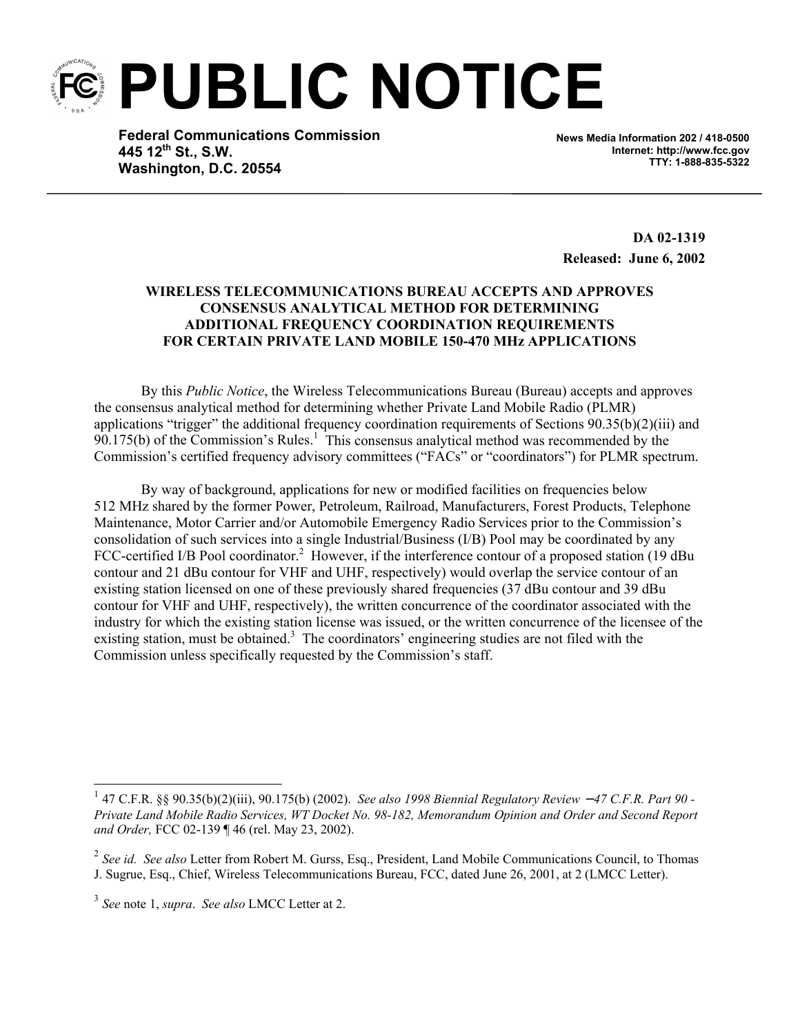# PUBLIC NOTICE

**Federal Communications Commission**
**445 12th St., S.W.**
**Washington, D.C. 20554**

**News Media Information 202 / 418-0500**
**Internet: http://www.fcc.gov**
**TTY: 1-888-835-5322**

---

**DA 02-1319**
**Released: June 6, 2002**

**WIRELESS TELECOMMUNICATIONS BUREAU ACCEPTS AND APPROVES CONSENSUS ANALYTICAL METHOD FOR DETERMINING ADDITIONAL FREQUENCY COORDINATION REQUIREMENTS FOR CERTAIN PRIVATE LAND MOBILE 150-470 MHz APPLICATIONS**

By this *Public Notice*, the Wireless Telecommunications Bureau (Bureau) accepts and approves the consensus analytical method for determining whether Private Land Mobile Radio (PLMR) applications "trigger" the additional frequency coordination requirements of Sections 90.35(b)(2)(iii) and 90.175(b) of the Commission's Rules.[1] This consensus analytical method was recommended by the Commission's certified frequency advisory committees ("FACs" or "coordinators") for PLMR spectrum.

By way of background, applications for new or modified facilities on frequencies below 512 MHz shared by the former Power, Petroleum, Railroad, Manufacturers, Forest Products, Telephone Maintenance, Motor Carrier and/or Automobile Emergency Radio Services prior to the Commission's consolidation of such services into a single Industrial/Business (I/B) Pool may be coordinated by any FCC-certified I/B Pool coordinator.[2] However, if the interference contour of a proposed station (19 dBu contour and 21 dBu contour for VHF and UHF, respectively) would overlap the service contour of an existing station licensed on one of these previously shared frequencies (37 dBu contour and 39 dBu contour for VHF and UHF, respectively), the written concurrence of the coordinator associated with the industry for which the existing station license was issued, or the written concurrence of the licensee of the existing station, must be obtained.[3] The coordinators' engineering studies are not filed with the Commission unless specifically requested by the Commission's staff.

---

[1] 47 C.F.R. §§ 90.35(b)(2)(iii), 90.175(b) (2002). *See also 1998 Biennial Regulatory Review – 47 C.F.R. Part 90 - Private Land Mobile Radio Services, WT Docket No. 98-182, Memorandum Opinion and Order and Second Report and Order,* FCC 02-139 ¶ 46 (rel. May 23, 2002).

[2] *See id. See also* Letter from Robert M. Gurss, Esq., President, Land Mobile Communications Council, to Thomas J. Sugrue, Esq., Chief, Wireless Telecommunications Bureau, FCC, dated June 26, 2001, at 2 (LMCC Letter).

[3] *See* note 1, *supra*. *See also* LMCC Letter at 2.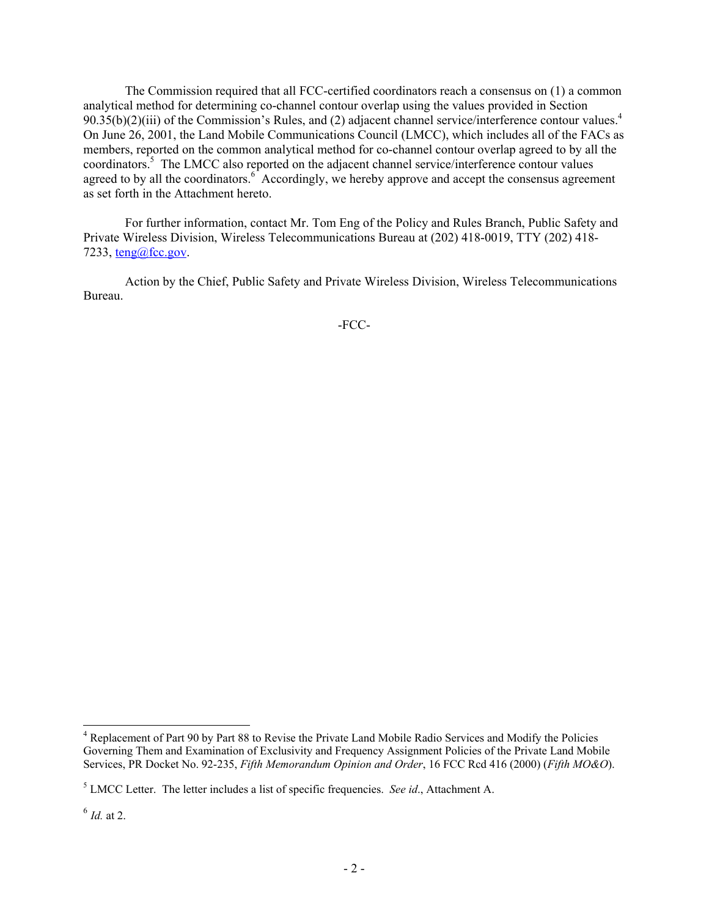The Commission required that all FCC-certified coordinators reach a consensus on (1) a common analytical method for determining co-channel contour overlap using the values provided in Section 90.35(b)(2)(iii) of the Commission's Rules, and (2) adjacent channel service/interference contour values.[4] On June 26, 2001, the Land Mobile Communications Council (LMCC), which includes all of the FACs as members, reported on the common analytical method for co-channel contour overlap agreed to by all the coordinators.[5] The LMCC also reported on the adjacent channel service/interference contour values agreed to by all the coordinators.[6] Accordingly, we hereby approve and accept the consensus agreement as set forth in the Attachment hereto.

For further information, contact Mr. Tom Eng of the Policy and Rules Branch, Public Safety and Private Wireless Division, Wireless Telecommunications Bureau at (202) 418-0019, TTY (202) 418-7233, teng@fcc.gov.

Action by the Chief, Public Safety and Private Wireless Division, Wireless Telecommunications Bureau.

-FCC-

---

[4] Replacement of Part 90 by Part 88 to Revise the Private Land Mobile Radio Services and Modify the Policies Governing Them and Examination of Exclusivity and Frequency Assignment Policies of the Private Land Mobile Services, PR Docket No. 92-235, *Fifth Memorandum Opinion and Order*, 16 FCC Rcd 416 (2000) (*Fifth MO&O*).

[5] LMCC Letter. The letter includes a list of specific frequencies. *See id*., Attachment A.

[6] *Id.* at 2.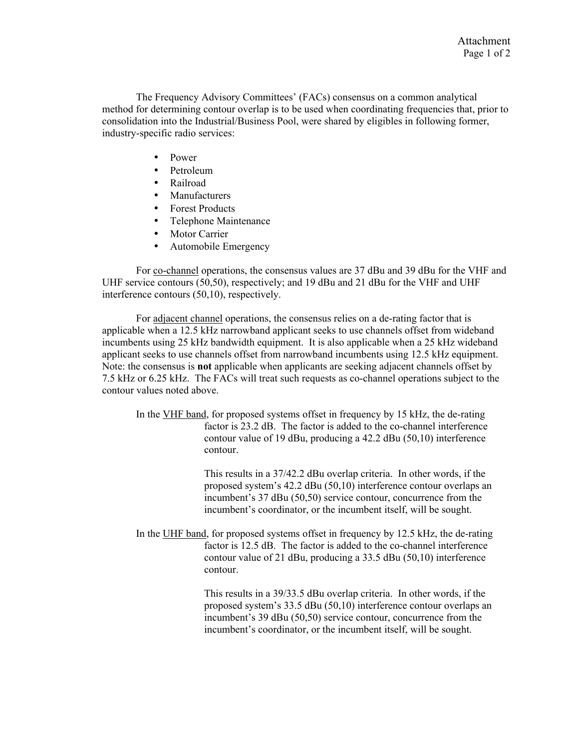Attachment

The Frequency Advisory Committees' (FACs) consensus on a common analytical method for determining contour overlap is to be used when coordinating frequencies that, prior to consolidation into the Industrial/Business Pool, were shared by eligibles in following former, industry-specific radio services:

- Power
- Petroleum
- Railroad
- Manufacturers
- Forest Products
- Telephone Maintenance
- Motor Carrier
- Automobile Emergency

For <u>co-channel</u> operations, the consensus values are 37 dBu and 39 dBu for the VHF and UHF service contours (50,50), respectively; and 19 dBu and 21 dBu for the VHF and UHF interference contours (50,10), respectively.

For <u>adjacent channel</u> operations, the consensus relies on a de-rating factor that is applicable when a 12.5 kHz narrowband applicant seeks to use channels offset from wideband incumbents using 25 kHz bandwidth equipment. It is also applicable when a 25 kHz wideband applicant seeks to use channels offset from narrowband incumbents using 12.5 kHz equipment. Note: the consensus is **not** applicable when applicants are seeking adjacent channels offset by 7.5 kHz or 6.25 kHz. The FACs will treat such requests as co-channel operations subject to the contour values noted above.

In the <u>VHF band</u>, for proposed systems offset in frequency by 15 kHz, the de-rating factor is 23.2 dB. The factor is added to the co-channel interference contour value of 19 dBu, producing a 42.2 dBu (50,10) interference contour.

> This results in a 37/42.2 dBu overlap criteria. In other words, if the proposed system's 42.2 dBu (50,10) interference contour overlaps an incumbent's 37 dBu (50,50) service contour, concurrence from the incumbent's coordinator, or the incumbent itself, will be sought.

In the <u>UHF band</u>, for proposed systems offset in frequency by 12.5 kHz, the de-rating factor is 12.5 dB. The factor is added to the co-channel interference contour value of 21 dBu, producing a 33.5 dBu (50,10) interference contour.

> This results in a 39/33.5 dBu overlap criteria. In other words, if the proposed system's 33.5 dBu (50,10) interference contour overlaps an incumbent's 39 dBu (50,50) service contour, concurrence from the incumbent's coordinator, or the incumbent itself, will be sought.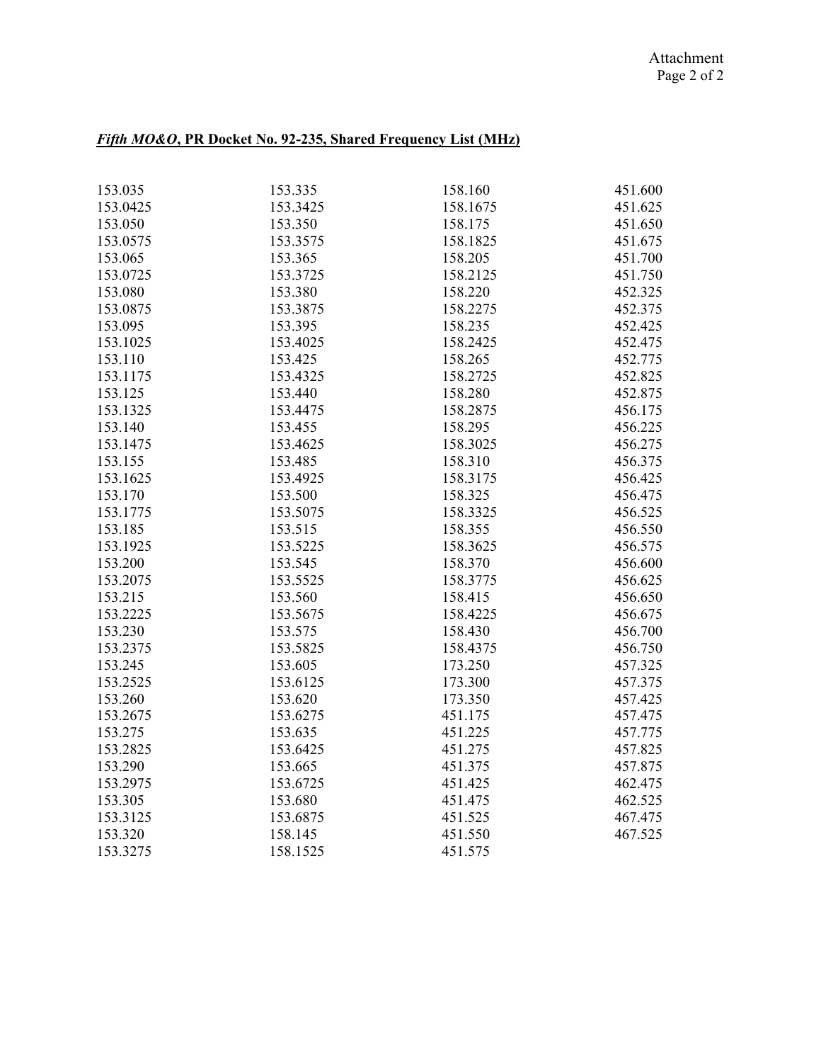Attachment
Page 2 of 2

***Fifth MO&O*, PR Docket No. 92-235, Shared Frequency List (MHz)**

| | | | |
|---|---|---|---|
| 153.035 | 153.335 | 158.160 | 451.600 |
| 153.0425 | 153.3425 | 158.1675 | 451.625 |
| 153.050 | 153.350 | 158.175 | 451.650 |
| 153.0575 | 153.3575 | 158.1825 | 451.675 |
| 153.065 | 153.365 | 158.205 | 451.700 |
| 153.0725 | 153.3725 | 158.2125 | 451.750 |
| 153.080 | 153.380 | 158.220 | 452.325 |
| 153.0875 | 153.3875 | 158.2275 | 452.375 |
| 153.095 | 153.395 | 158.235 | 452.425 |
| 153.1025 | 153.4025 | 158.2425 | 452.475 |
| 153.110 | 153.425 | 158.265 | 452.775 |
| 153.1175 | 153.4325 | 158.2725 | 452.825 |
| 153.125 | 153.440 | 158.280 | 452.875 |
| 153.1325 | 153.4475 | 158.2875 | 456.175 |
| 153.140 | 153.455 | 158.295 | 456.225 |
| 153.1475 | 153.4625 | 158.3025 | 456.275 |
| 153.155 | 153.485 | 158.310 | 456.375 |
| 153.1625 | 153.4925 | 158.3175 | 456.425 |
| 153.170 | 153.500 | 158.325 | 456.475 |
| 153.1775 | 153.5075 | 158.3325 | 456.525 |
| 153.185 | 153.515 | 158.355 | 456.550 |
| 153.1925 | 153.5225 | 158.3625 | 456.575 |
| 153.200 | 153.545 | 158.370 | 456.600 |
| 153.2075 | 153.5525 | 158.3775 | 456.625 |
| 153.215 | 153.560 | 158.415 | 456.650 |
| 153.2225 | 153.5675 | 158.4225 | 456.675 |
| 153.230 | 153.575 | 158.430 | 456.700 |
| 153.2375 | 153.5825 | 158.4375 | 456.750 |
| 153.245 | 153.605 | 173.250 | 457.325 |
| 153.2525 | 153.6125 | 173.300 | 457.375 |
| 153.260 | 153.620 | 173.350 | 457.425 |
| 153.2675 | 153.6275 | 451.175 | 457.475 |
| 153.275 | 153.635 | 451.225 | 457.775 |
| 153.2825 | 153.6425 | 451.275 | 457.825 |
| 153.290 | 153.665 | 451.375 | 457.875 |
| 153.2975 | 153.6725 | 451.425 | 462.475 |
| 153.305 | 153.680 | 451.475 | 462.525 |
| 153.3125 | 153.6875 | 451.525 | 467.475 |
| 153.320 | 158.145 | 451.550 | 467.525 |
| 153.3275 | 158.1525 | 451.575 | |